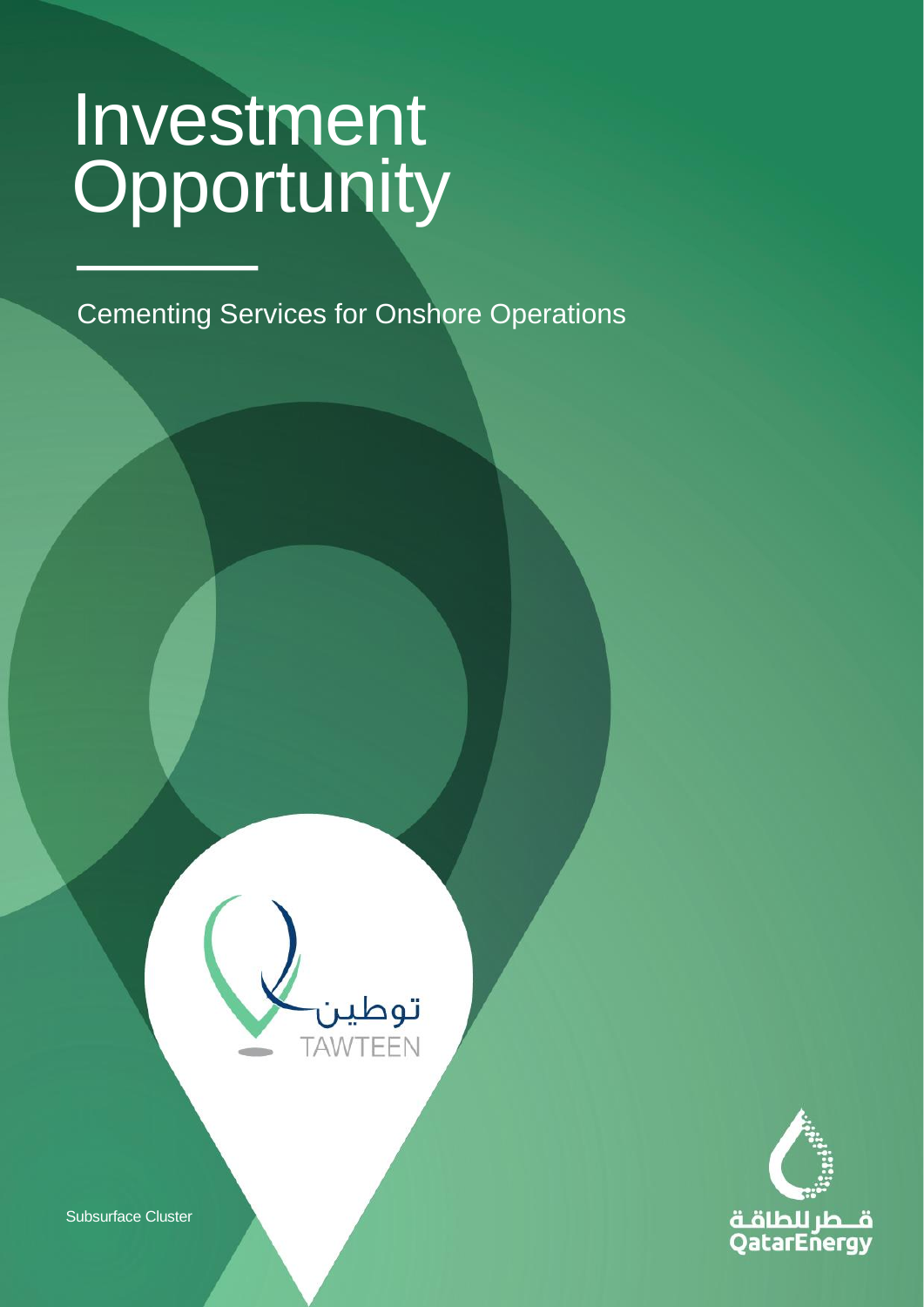# Investment Opportunity

Cementing Services for Onshore Operations

توطين
TAWTEEN

Subsurface Cluster

قطر للطاقة
QatarEnergy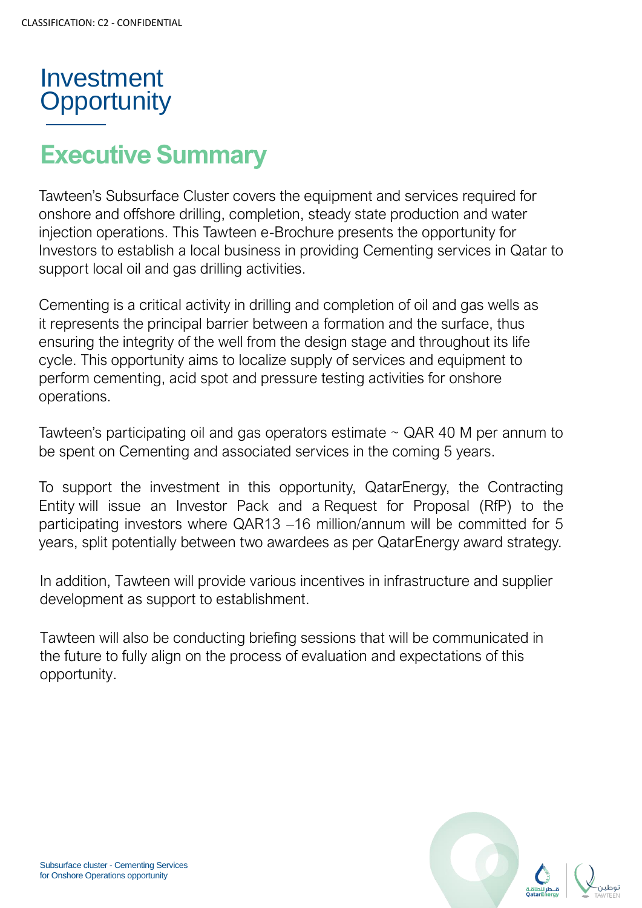# Investment Opportunity

## Executive Summary

Tawteen's Subsurface Cluster covers the equipment and services required for onshore and offshore drilling, completion, steady state production and water injection operations. This Tawteen e-Brochure presents the opportunity for Investors to establish a local business in providing Cementing services in Qatar to support local oil and gas drilling activities.

Cementing is a critical activity in drilling and completion of oil and gas wells as it represents the principal barrier between a formation and the surface, thus ensuring the integrity of the well from the design stage and throughout its life cycle. This opportunity aims to localize supply of services and equipment to perform cementing, acid spot and pressure testing activities for onshore operations.

Tawteen's participating oil and gas operators estimate ~ QAR 40 M per annum to be spent on Cementing and associated services in the coming 5 years.

To support the investment in this opportunity, QatarEnergy, the Contracting Entity will issue an Investor Pack and a Request for Proposal (RfP) to the participating investors where QAR13 –16 million/annum will be committed for 5 years, split potentially between two awardees as per QatarEnergy award strategy.

In addition, Tawteen will provide various incentives in infrastructure and supplier development as support to establishment.

Tawteen will also be conducting briefing sessions that will be communicated in the future to fully align on the process of evaluation and expectations of this opportunity.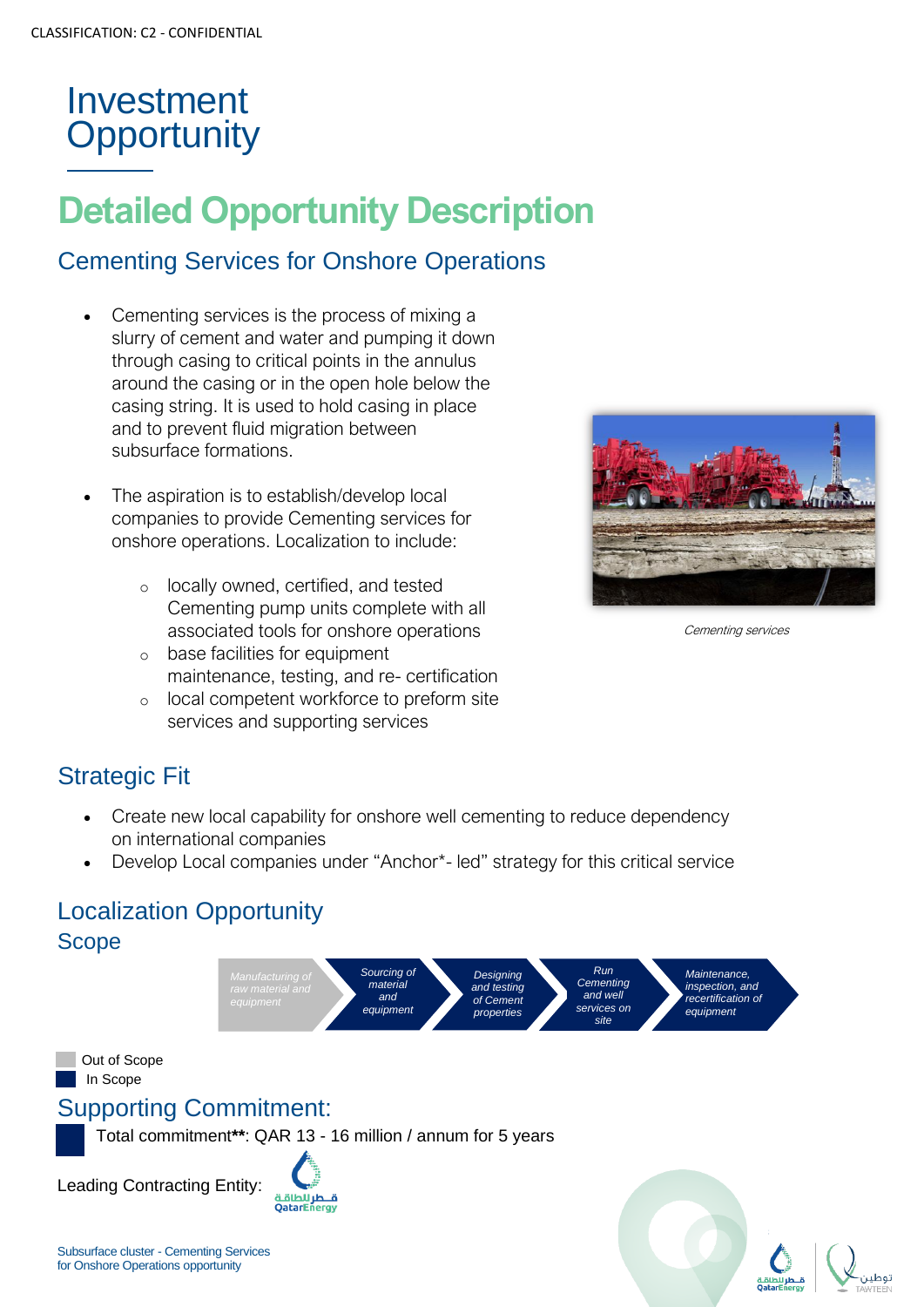CLASSIFICATION: C2 - CONFIDENTIAL

# Investment Opportunity

## Detailed Opportunity Description

### Cementing Services for Onshore Operations

- Cementing services is the process of mixing a slurry of cement and water and pumping it down through casing to critical points in the annulus around the casing or in the open hole below the casing string. It is used to hold casing in place and to prevent fluid migration between subsurface formations.
- The aspiration is to establish/develop local companies to provide Cementing services for onshore operations. Localization to include:
  - locally owned, certified, and tested Cementing pump units complete with all associated tools for onshore operations
  - base facilities for equipment maintenance, testing, and re- certification
  - local competent workforce to preform site services and supporting services

*Cementing services*

### Strategic Fit

- Create new local capability for onshore well cementing to reduce dependency on international companies
- Develop Local companies under "Anchor*- led" strategy for this critical service

### Localization Opportunity

### Scope

| Manufacturing of raw material and equipment | Sourcing of material and equipment | Designing and testing of Cement properties | Run Cementing and well services on site | Maintenance, inspection, and recertification of equipment |
|---|---|---|---|---|
| Out of Scope | In Scope | In Scope | In Scope | In Scope |

- Out of Scope
- In Scope

### Supporting Commitment:

Total commitment**: QAR 13 - 16 million / annum for 5 years

Leading Contracting Entity: QatarEnergy

Subsurface cluster - Cementing Services for Onshore Operations opportunity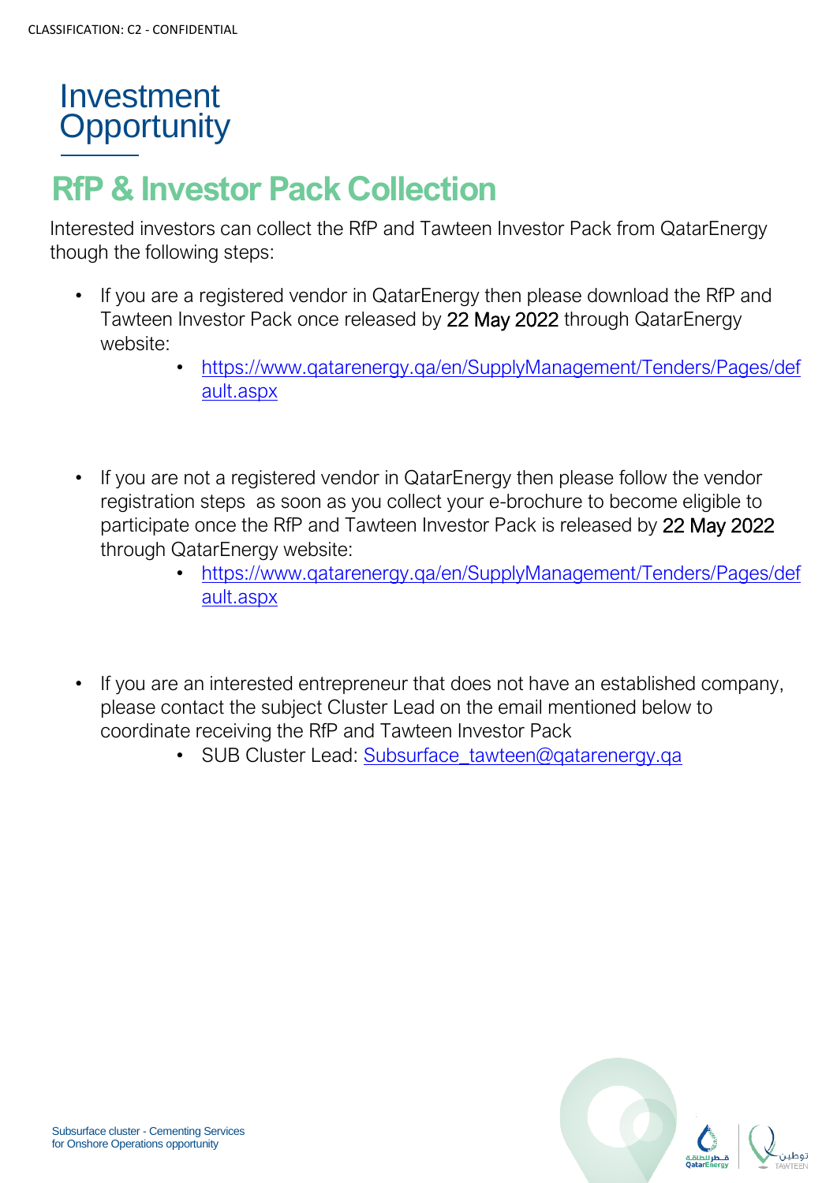# Investment Opportunity

## RfP & Investor Pack Collection

Interested investors can collect the RfP and Tawteen Investor Pack from QatarEnergy though the following steps:

- If you are a registered vendor in QatarEnergy then please download the RfP and Tawteen Investor Pack once released by 22 May 2022 through QatarEnergy website:
  - https://www.qatarenergy.qa/en/SupplyManagement/Tenders/Pages/default.aspx

- If you are not a registered vendor in QatarEnergy then please follow the vendor registration steps as soon as you collect your e-brochure to become eligible to participate once the RfP and Tawteen Investor Pack is released by 22 May 2022 through QatarEnergy website:
  - https://www.qatarenergy.qa/en/SupplyManagement/Tenders/Pages/default.aspx

- If you are an interested entrepreneur that does not have an established company, please contact the subject Cluster Lead on the email mentioned below to coordinate receiving the RfP and Tawteen Investor Pack
  - SUB Cluster Lead: Subsurface_tawteen@qatarenergy.qa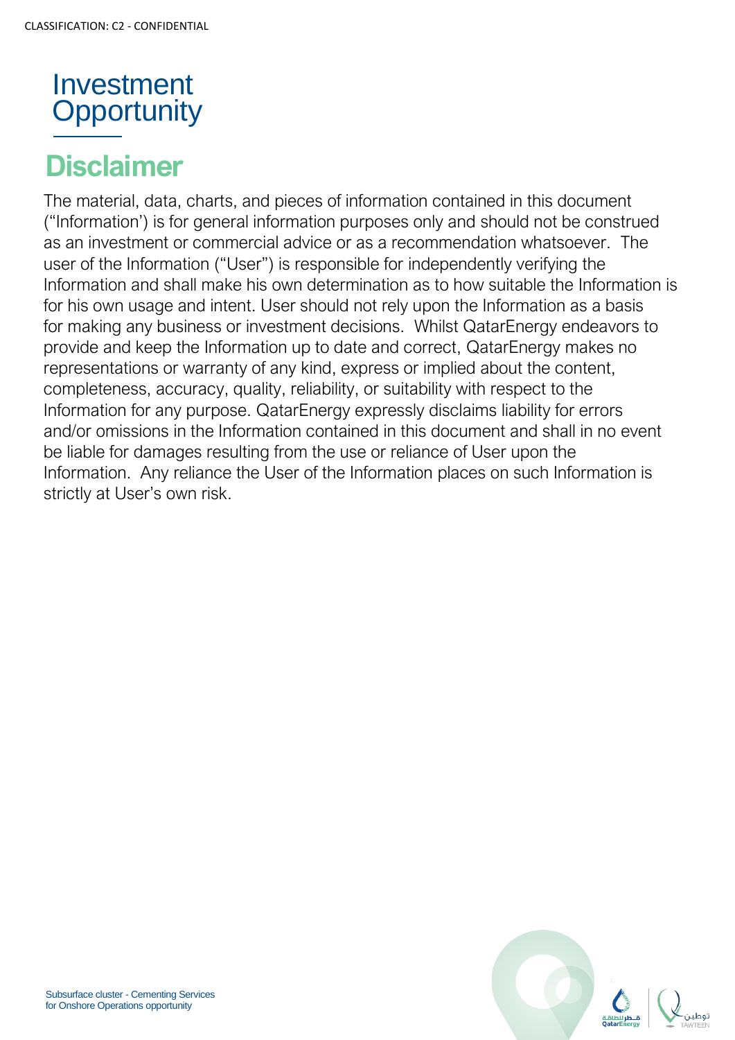# Investment Opportunity

## Disclaimer

The material, data, charts, and pieces of information contained in this document ("Information') is for general information purposes only and should not be construed as an investment or commercial advice or as a recommendation whatsoever. The user of the Information ("User") is responsible for independently verifying the Information and shall make his own determination as to how suitable the Information is for his own usage and intent. User should not rely upon the Information as a basis for making any business or investment decisions. Whilst QatarEnergy endeavors to provide and keep the Information up to date and correct, QatarEnergy makes no representations or warranty of any kind, express or implied about the content, completeness, accuracy, quality, reliability, or suitability with respect to the Information for any purpose. QatarEnergy expressly disclaims liability for errors and/or omissions in the Information contained in this document and shall in no event be liable for damages resulting from the use or reliance of User upon the Information. Any reliance the User of the Information places on such Information is strictly at User's own risk.